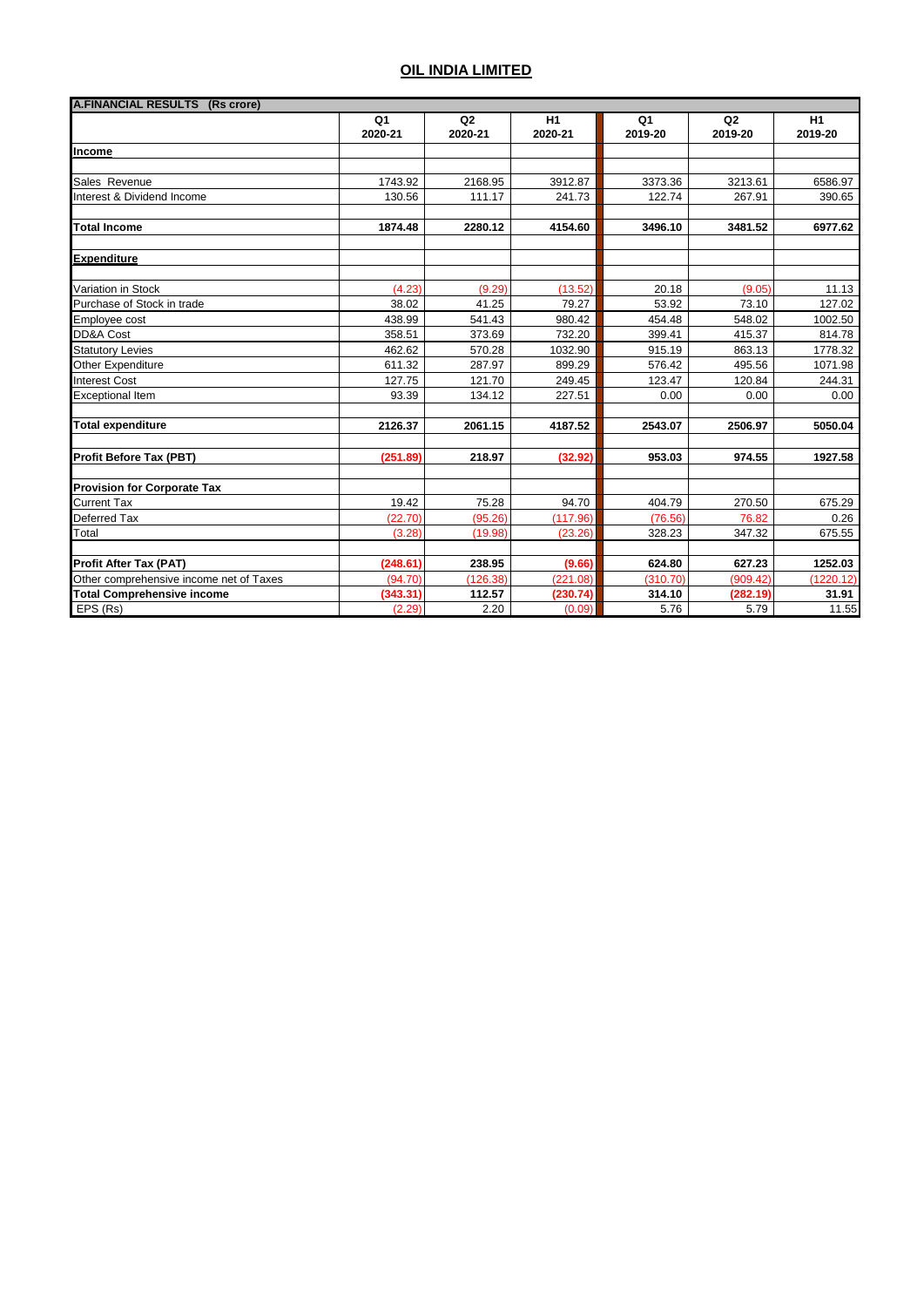## OIL INDIA LIMITED

| A.FINANCIAL RESULTS (Rs crore) | Q1 2020-21 | Q2 2020-21 | H1 2020-21 | Q1 2019-20 | Q2 2019-20 | H1 2019-20 |
|---|---|---|---|---|---|---|
| **Income** | | | | | | |
| Sales Revenue | 1743.92 | 2168.95 | 3912.87 | 3373.36 | 3213.61 | 6586.97 |
| Interest & Dividend Income | 130.56 | 111.17 | 241.73 | 122.74 | 267.91 | 390.65 |
| **Total Income** | **1874.48** | **2280.12** | **4154.60** | **3496.10** | **3481.52** | **6977.62** |
| **Expenditure** | | | | | | |
| Variation in Stock | (4.23) | (9.29) | (13.52) | 20.18 | (9.05) | 11.13 |
| Purchase of Stock in trade | 38.02 | 41.25 | 79.27 | 53.92 | 73.10 | 127.02 |
| Employee cost | 438.99 | 541.43 | 980.42 | 454.48 | 548.02 | 1002.50 |
| DD&A Cost | 358.51 | 373.69 | 732.20 | 399.41 | 415.37 | 814.78 |
| Statutory Levies | 462.62 | 570.28 | 1032.90 | 915.19 | 863.13 | 1778.32 |
| Other Expenditure | 611.32 | 287.97 | 899.29 | 576.42 | 495.56 | 1071.98 |
| Interest Cost | 127.75 | 121.70 | 249.45 | 123.47 | 120.84 | 244.31 |
| Exceptional Item | 93.39 | 134.12 | 227.51 | 0.00 | 0.00 | 0.00 |
| **Total expenditure** | **2126.37** | **2061.15** | **4187.52** | **2543.07** | **2506.97** | **5050.04** |
| **Profit Before Tax (PBT)** | **(251.89)** | **218.97** | **(32.92)** | **953.03** | **974.55** | **1927.58** |
| **Provision for Corporate Tax** | | | | | | |
| Current Tax | 19.42 | 75.28 | 94.70 | 404.79 | 270.50 | 675.29 |
| Deferred Tax | (22.70) | (95.26) | (117.96) | (76.56) | 76.82 | 0.26 |
| Total | (3.28) | (19.98) | (23.26) | 328.23 | 347.32 | 675.55 |
| **Profit After Tax (PAT)** | **(248.61)** | **238.95** | **(9.66)** | **624.80** | **627.23** | **1252.03** |
| Other comprehensive income net of Taxes | (94.70) | (126.38) | (221.08) | (310.70) | (909.42) | (1220.12) |
| **Total Comprehensive income** | **(343.31)** | **112.57** | **(230.74)** | **314.10** | **(282.19)** | **31.91** |
| EPS (Rs) | (2.29) | 2.20 | (0.09) | 5.76 | 5.79 | 11.55 |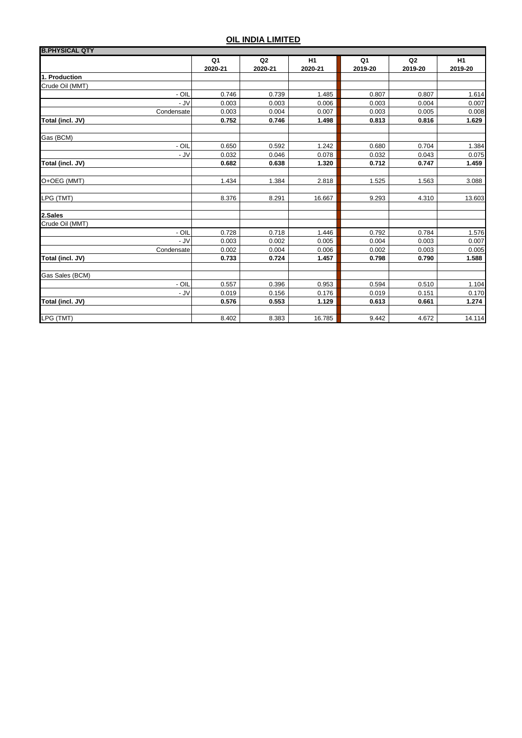## OIL INDIA LIMITED

| B.PHYSICAL QTY | Q1 2020-21 | Q2 2020-21 | H1 2020-21 | Q1 2019-20 | Q2 2019-20 | H1 2019-20 |
|---|---|---|---|---|---|---|
| **1. Production** | | | | | | |
| Crude Oil (MMT) | | | | | | |
| - OIL | 0.746 | 0.739 | 1.485 | 0.807 | 0.807 | 1.614 |
| - JV | 0.003 | 0.003 | 0.006 | 0.003 | 0.004 | 0.007 |
| Condensate | 0.003 | 0.004 | 0.007 | 0.003 | 0.005 | 0.008 |
| **Total (incl. JV)** | **0.752** | **0.746** | **1.498** | **0.813** | **0.816** | **1.629** |
| | | | | | | |
| Gas (BCM) | | | | | | |
| - OIL | 0.650 | 0.592 | 1.242 | 0.680 | 0.704 | 1.384 |
| - JV | 0.032 | 0.046 | 0.078 | 0.032 | 0.043 | 0.075 |
| **Total (incl. JV)** | **0.682** | **0.638** | **1.320** | **0.712** | **0.747** | **1.459** |
| | | | | | | |
| O+OEG (MMT) | 1.434 | 1.384 | 2.818 | 1.525 | 1.563 | 3.088 |
| | | | | | | |
| LPG (TMT) | 8.376 | 8.291 | 16.667 | 9.293 | 4.310 | 13.603 |
| | | | | | | |
| **2.Sales** | | | | | | |
| Crude Oil (MMT) | | | | | | |
| - OIL | 0.728 | 0.718 | 1.446 | 0.792 | 0.784 | 1.576 |
| - JV | 0.003 | 0.002 | 0.005 | 0.004 | 0.003 | 0.007 |
| Condensate | 0.002 | 0.004 | 0.006 | 0.002 | 0.003 | 0.005 |
| **Total (incl. JV)** | **0.733** | **0.724** | **1.457** | **0.798** | **0.790** | **1.588** |
| | | | | | | |
| Gas Sales (BCM) | | | | | | |
| - OIL | 0.557 | 0.396 | 0.953 | 0.594 | 0.510 | 1.104 |
| - JV | 0.019 | 0.156 | 0.176 | 0.019 | 0.151 | 0.170 |
| **Total (incl. JV)** | **0.576** | **0.553** | **1.129** | **0.613** | **0.661** | **1.274** |
| | | | | | | |
| LPG (TMT) | 8.402 | 8.383 | 16.785 | 9.442 | 4.672 | 14.114 |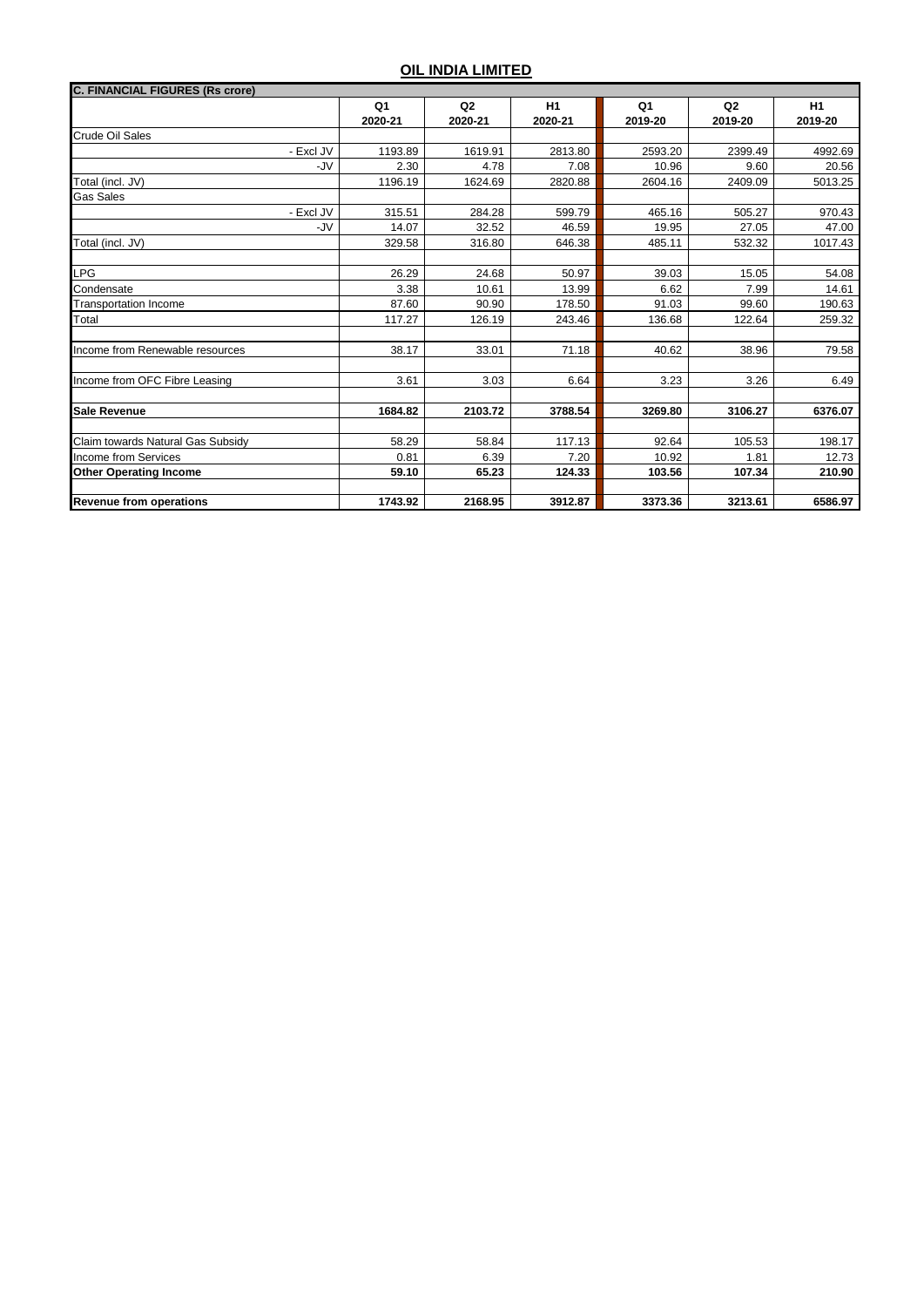# OIL INDIA LIMITED

| C. FINANCIAL FIGURES (Rs crore) | Q1 2020-21 | Q2 2020-21 | H1 2020-21 | Q1 2019-20 | Q2 2019-20 | H1 2019-20 |
|---|---|---|---|---|---|---|
| Crude Oil Sales | | | | | | |
| - Excl JV | 1193.89 | 1619.91 | 2813.80 | 2593.20 | 2399.49 | 4992.69 |
| -JV | 2.30 | 4.78 | 7.08 | 10.96 | 9.60 | 20.56 |
| Total (incl. JV) | 1196.19 | 1624.69 | 2820.88 | 2604.16 | 2409.09 | 5013.25 |
| Gas Sales | | | | | | |
| - Excl JV | 315.51 | 284.28 | 599.79 | 465.16 | 505.27 | 970.43 |
| -JV | 14.07 | 32.52 | 46.59 | 19.95 | 27.05 | 47.00 |
| Total (incl. JV) | 329.58 | 316.80 | 646.38 | 485.11 | 532.32 | 1017.43 |
| | | | | | | |
| LPG | 26.29 | 24.68 | 50.97 | 39.03 | 15.05 | 54.08 |
| Condensate | 3.38 | 10.61 | 13.99 | 6.62 | 7.99 | 14.61 |
| Transportation Income | 87.60 | 90.90 | 178.50 | 91.03 | 99.60 | 190.63 |
| Total | 117.27 | 126.19 | 243.46 | 136.68 | 122.64 | 259.32 |
| | | | | | | |
| Income from Renewable resources | 38.17 | 33.01 | 71.18 | 40.62 | 38.96 | 79.58 |
| | | | | | | |
| Income from OFC Fibre Leasing | 3.61 | 3.03 | 6.64 | 3.23 | 3.26 | 6.49 |
| | | | | | | |
| **Sale Revenue** | **1684.82** | **2103.72** | **3788.54** | **3269.80** | **3106.27** | **6376.07** |
| | | | | | | |
| Claim towards Natural Gas Subsidy | 58.29 | 58.84 | 117.13 | 92.64 | 105.53 | 198.17 |
| Income from Services | 0.81 | 6.39 | 7.20 | 10.92 | 1.81 | 12.73 |
| **Other Operating Income** | **59.10** | **65.23** | **124.33** | **103.56** | **107.34** | **210.90** |
| | | | | | | |
| **Revenue from operations** | **1743.92** | **2168.95** | **3912.87** | **3373.36** | **3213.61** | **6586.97** |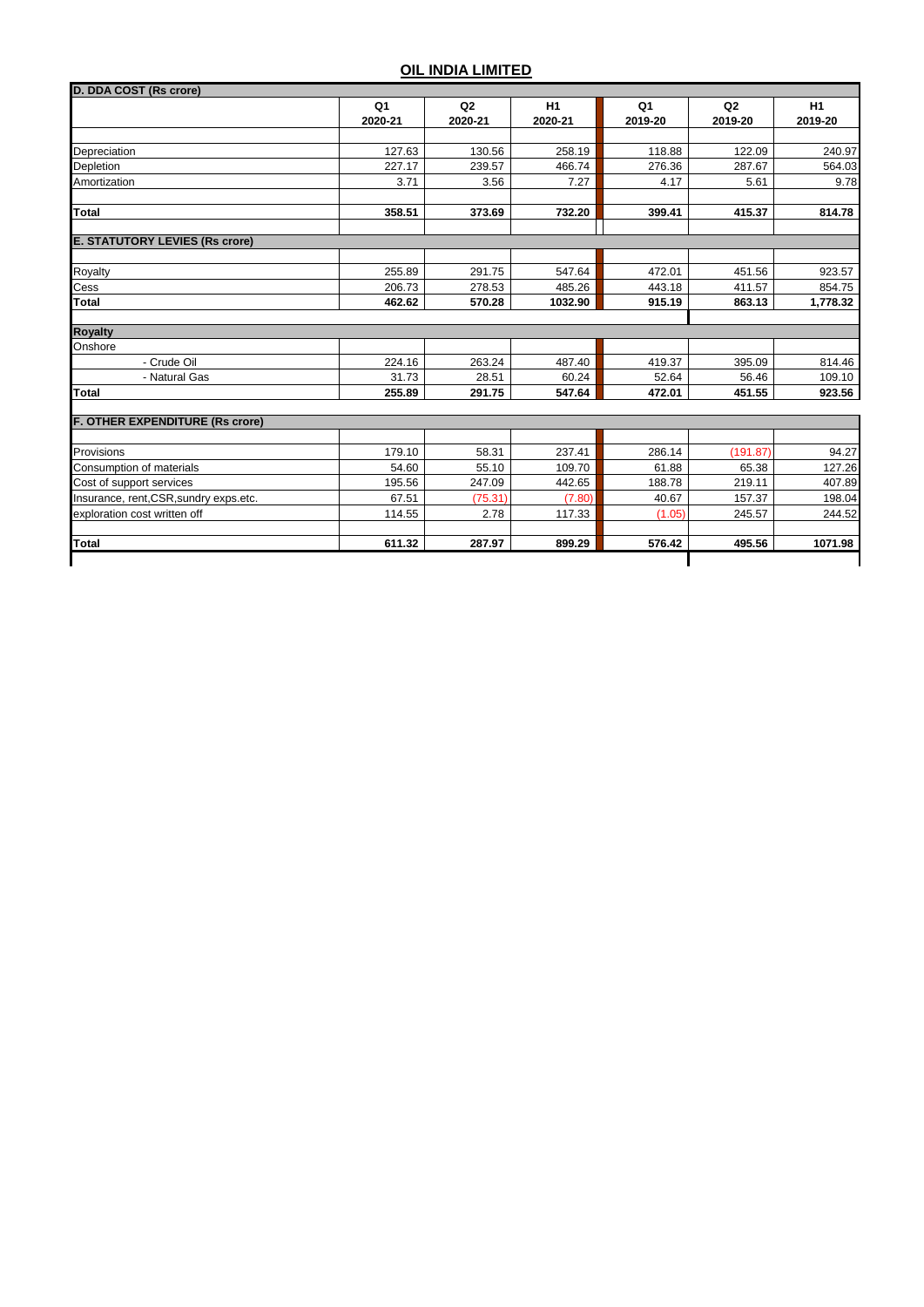# OIL INDIA LIMITED

| D. DDA COST (Rs crore) | Q1 2020-21 | Q2 2020-21 | H1 2020-21 | Q1 2019-20 | Q2 2019-20 | H1 2019-20 |
|---|---|---|---|---|---|---|
| Depreciation | 127.63 | 130.56 | 258.19 | 118.88 | 122.09 | 240.97 |
| Depletion | 227.17 | 239.57 | 466.74 | 276.36 | 287.67 | 564.03 |
| Amortization | 3.71 | 3.56 | 7.27 | 4.17 | 5.61 | 9.78 |
| **Total** | **358.51** | **373.69** | **732.20** | **399.41** | **415.37** | **814.78** |

| E. STATUTORY LEVIES (Rs crore) | Q1 2020-21 | Q2 2020-21 | H1 2020-21 | Q1 2019-20 | Q2 2019-20 | H1 2019-20 |
|---|---|---|---|---|---|---|
| Royalty | 255.89 | 291.75 | 547.64 | 472.01 | 451.56 | 923.57 |
| Cess | 206.73 | 278.53 | 485.26 | 443.18 | 411.57 | 854.75 |
| **Total** | **462.62** | **570.28** | **1032.90** | **915.19** | **863.13** | **1,778.32** |

| Royalty | Q1 2020-21 | Q2 2020-21 | H1 2020-21 | Q1 2019-20 | Q2 2019-20 | H1 2019-20 |
|---|---|---|---|---|---|---|
| Onshore | | | | | | |
| - Crude Oil | 224.16 | 263.24 | 487.40 | 419.37 | 395.09 | 814.46 |
| - Natural Gas | 31.73 | 28.51 | 60.24 | 52.64 | 56.46 | 109.10 |
| **Total** | **255.89** | **291.75** | **547.64** | **472.01** | **451.55** | **923.56** |

| F. OTHER EXPENDITURE (Rs crore) | Q1 2020-21 | Q2 2020-21 | H1 2020-21 | Q1 2019-20 | Q2 2019-20 | H1 2019-20 |
|---|---|---|---|---|---|---|
| Provisions | 179.10 | 58.31 | 237.41 | 286.14 | (191.87) | 94.27 |
| Consumption of materials | 54.60 | 55.10 | 109.70 | 61.88 | 65.38 | 127.26 |
| Cost of support services | 195.56 | 247.09 | 442.65 | 188.78 | 219.11 | 407.89 |
| Insurance, rent,CSR,sundry exps.etc. | 67.51 | (75.31) | (7.80) | 40.67 | 157.37 | 198.04 |
| exploration cost written off | 114.55 | 2.78 | 117.33 | (1.05) | 245.57 | 244.52 |
| **Total** | **611.32** | **287.97** | **899.29** | **576.42** | **495.56** | **1071.98** |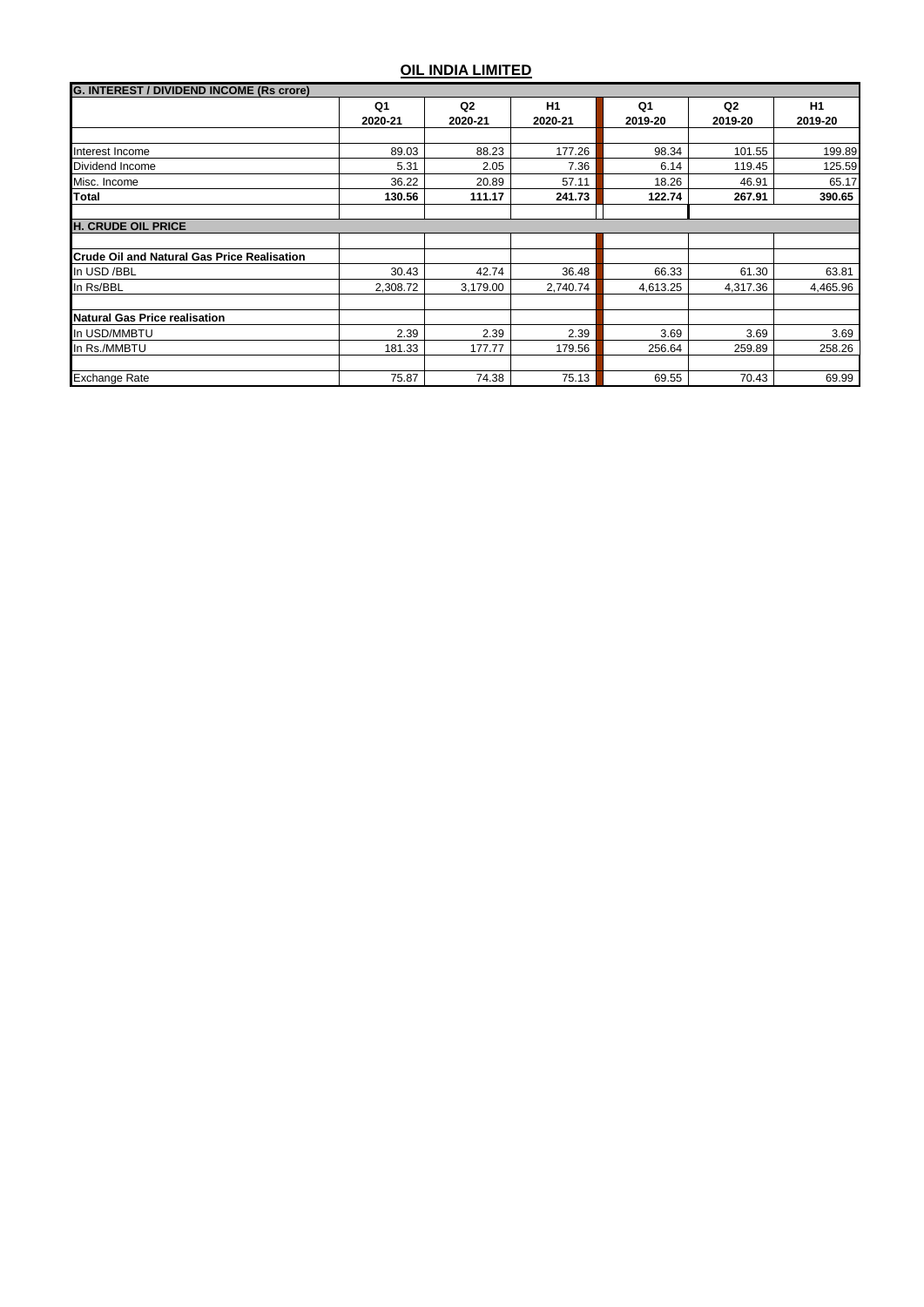# OIL INDIA LIMITED

| G. INTEREST / DIVIDEND INCOME (Rs crore) | Q1 2020-21 | Q2 2020-21 | H1 2020-21 | Q1 2019-20 | Q2 2019-20 | H1 2019-20 |
|---|---|---|---|---|---|---|
| Interest Income | 89.03 | 88.23 | 177.26 | 98.34 | 101.55 | 199.89 |
| Dividend Income | 5.31 | 2.05 | 7.36 | 6.14 | 119.45 | 125.59 |
| Misc. Income | 36.22 | 20.89 | 57.11 | 18.26 | 46.91 | 65.17 |
| **Total** | **130.56** | **111.17** | **241.73** | **122.74** | **267.91** | **390.65** |
| **H. CRUDE OIL PRICE** | | | | | | |
| **Crude Oil and Natural Gas Price Realisation** | | | | | | |
| In USD /BBL | 30.43 | 42.74 | 36.48 | 66.33 | 61.30 | 63.81 |
| In Rs/BBL | 2,308.72 | 3,179.00 | 2,740.74 | 4,613.25 | 4,317.36 | 4,465.96 |
| **Natural Gas Price realisation** | | | | | | |
| In USD/MMBTU | 2.39 | 2.39 | 2.39 | 3.69 | 3.69 | 3.69 |
| In Rs./MMBTU | 181.33 | 177.77 | 179.56 | 256.64 | 259.89 | 258.26 |
| Exchange Rate | 75.87 | 74.38 | 75.13 | 69.55 | 70.43 | 69.99 |